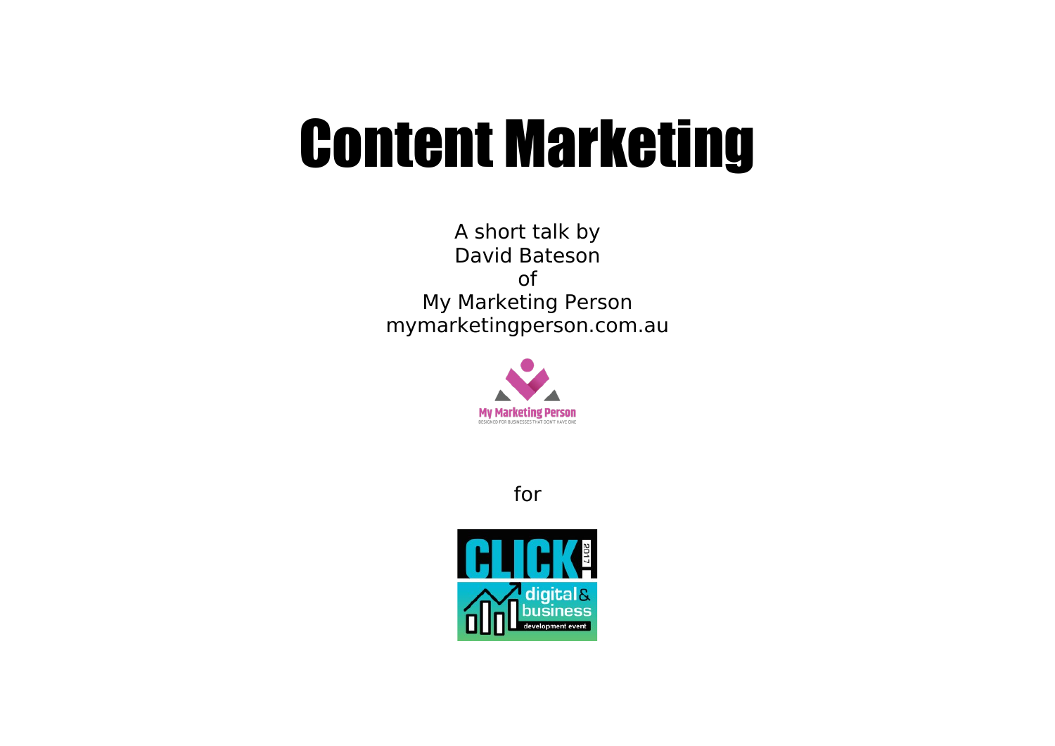# Content Marketing

A short talk by
David Bateson
of
My Marketing Person
mymarketingperson.com.au

for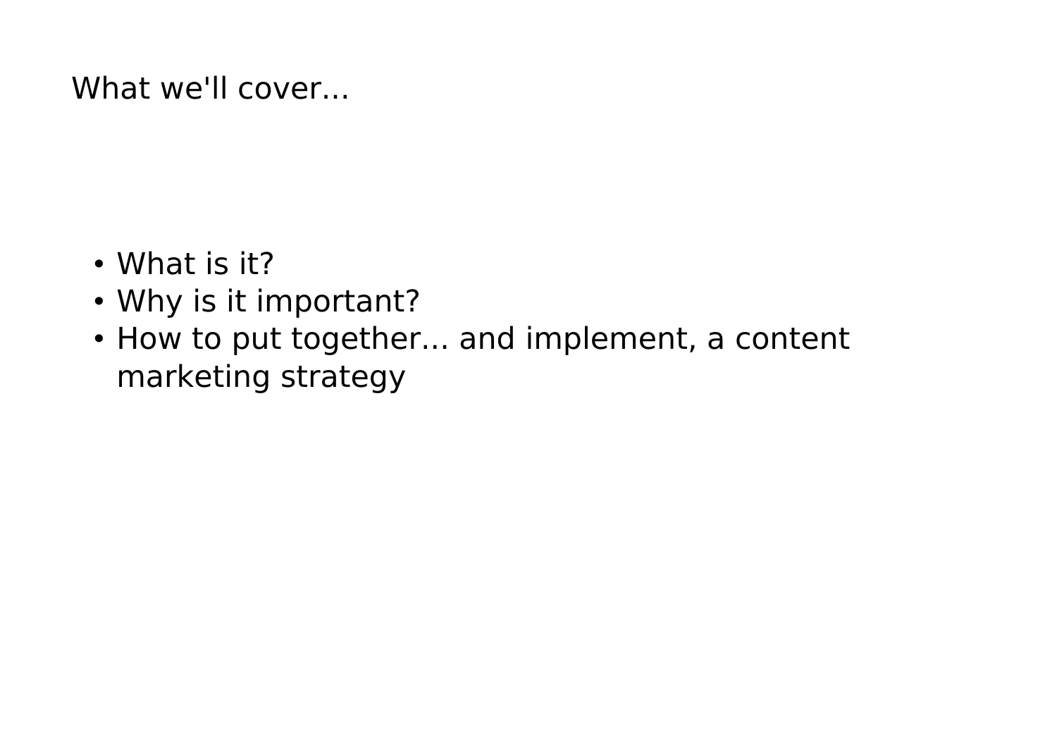## What we'll cover...

- What is it?
- Why is it important?
- How to put together... and implement, a content marketing strategy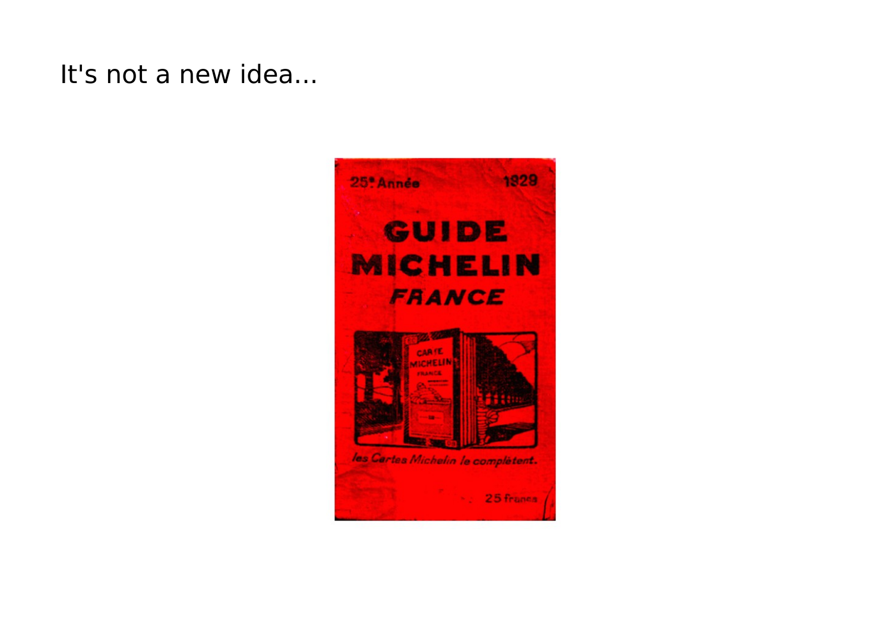It's not a new idea...

25e Année 1929

GUIDE MICHELIN FRANCE

CARTE MICHELIN FRANCE

les Cartes Michelin le complètent.

25 francs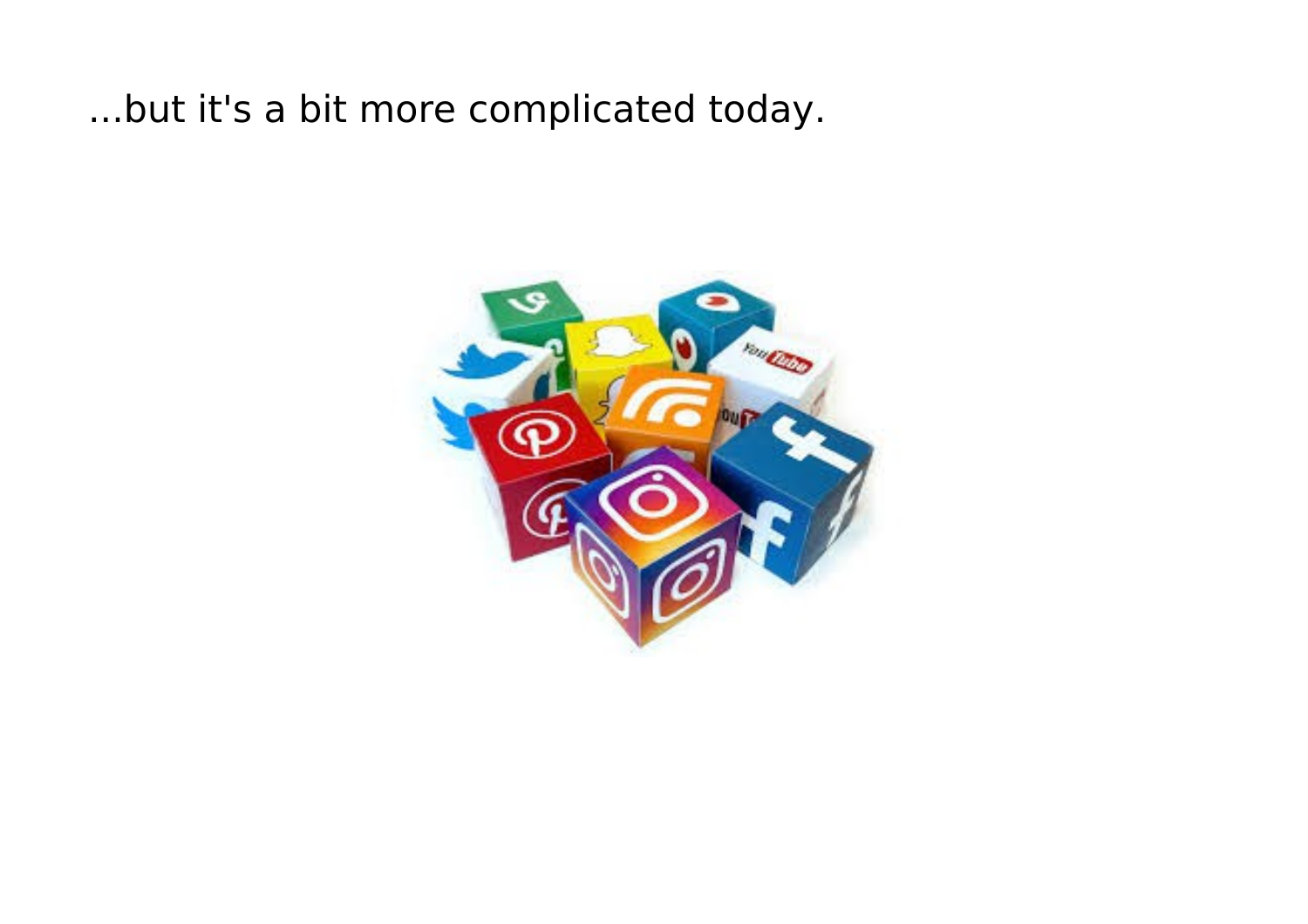...but it's a bit more complicated today.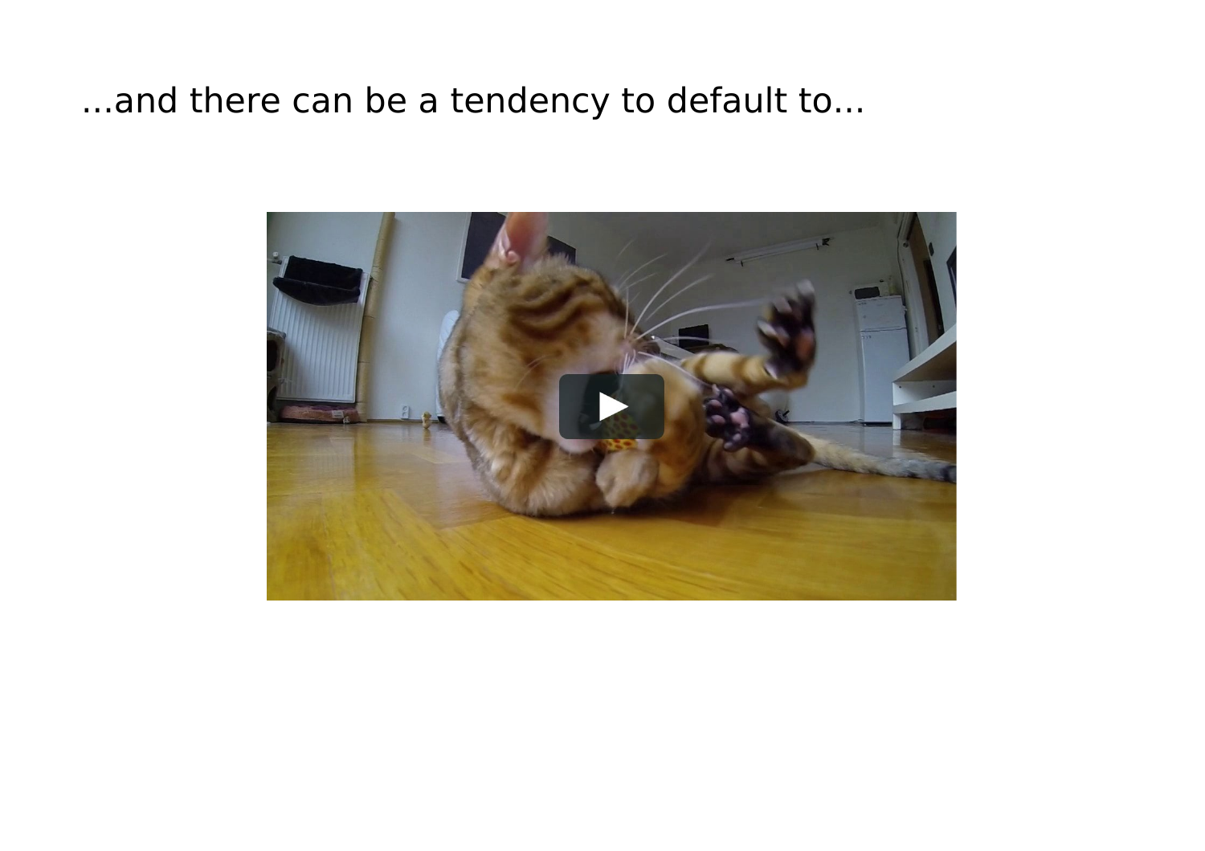...and there can be a tendency to default to...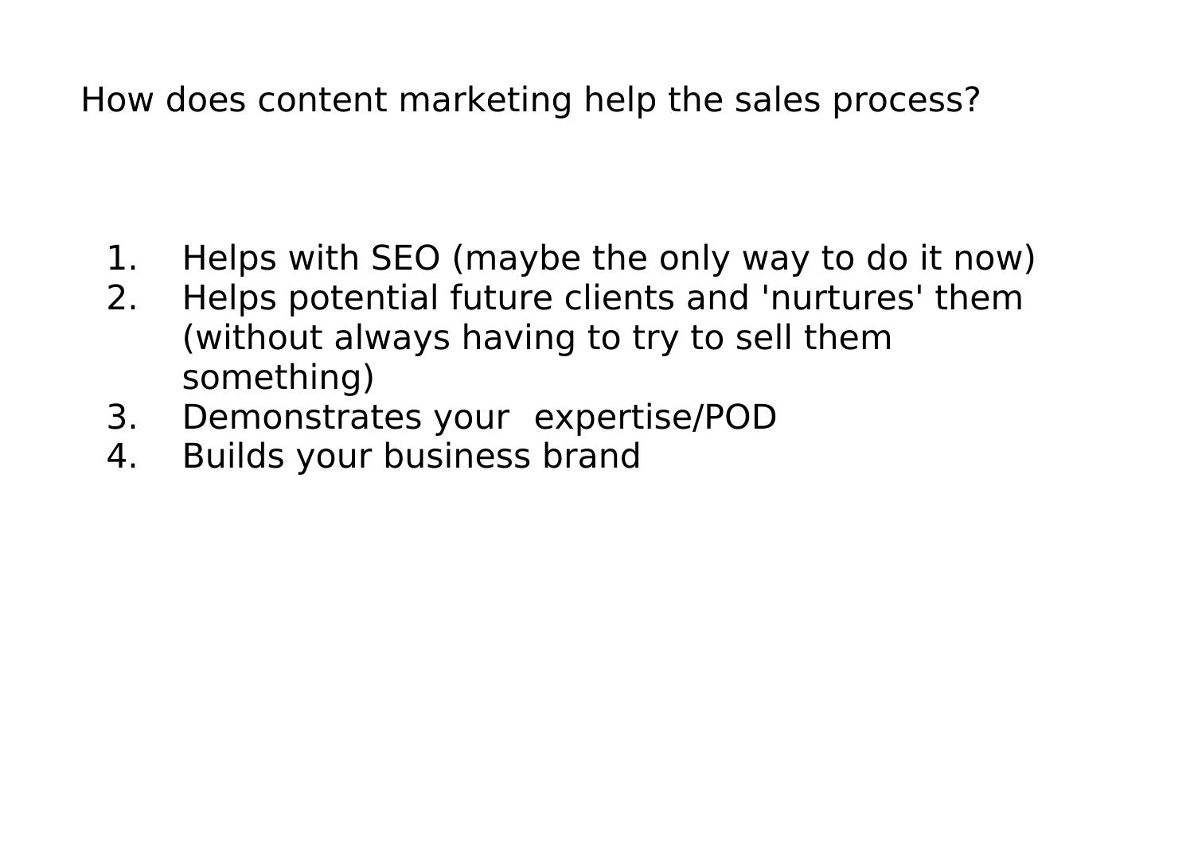How does content marketing help the sales process?

1. Helps with SEO (maybe the only way to do it now)
2. Helps potential future clients and 'nurtures' them (without always having to try to sell them something)
3. Demonstrates your  expertise/POD
4. Builds your business brand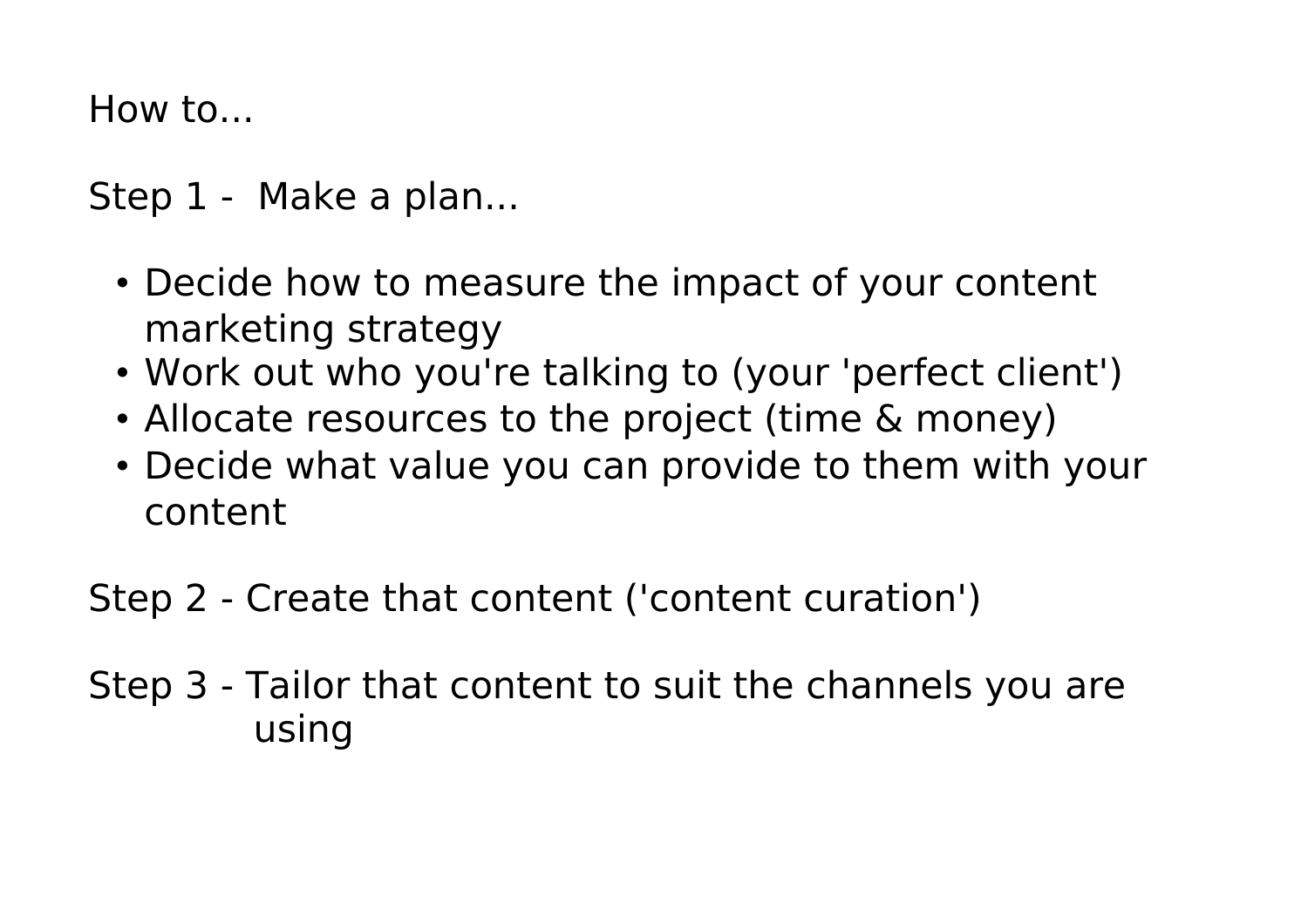How to...

Step 1 - Make a plan...

- Decide how to measure the impact of your content marketing strategy
- Work out who you're talking to (your 'perfect client')
- Allocate resources to the project (time & money)
- Decide what value you can provide to them with your content

Step 2 - Create that content ('content curation')

Step 3 - Tailor that content to suit the channels you are using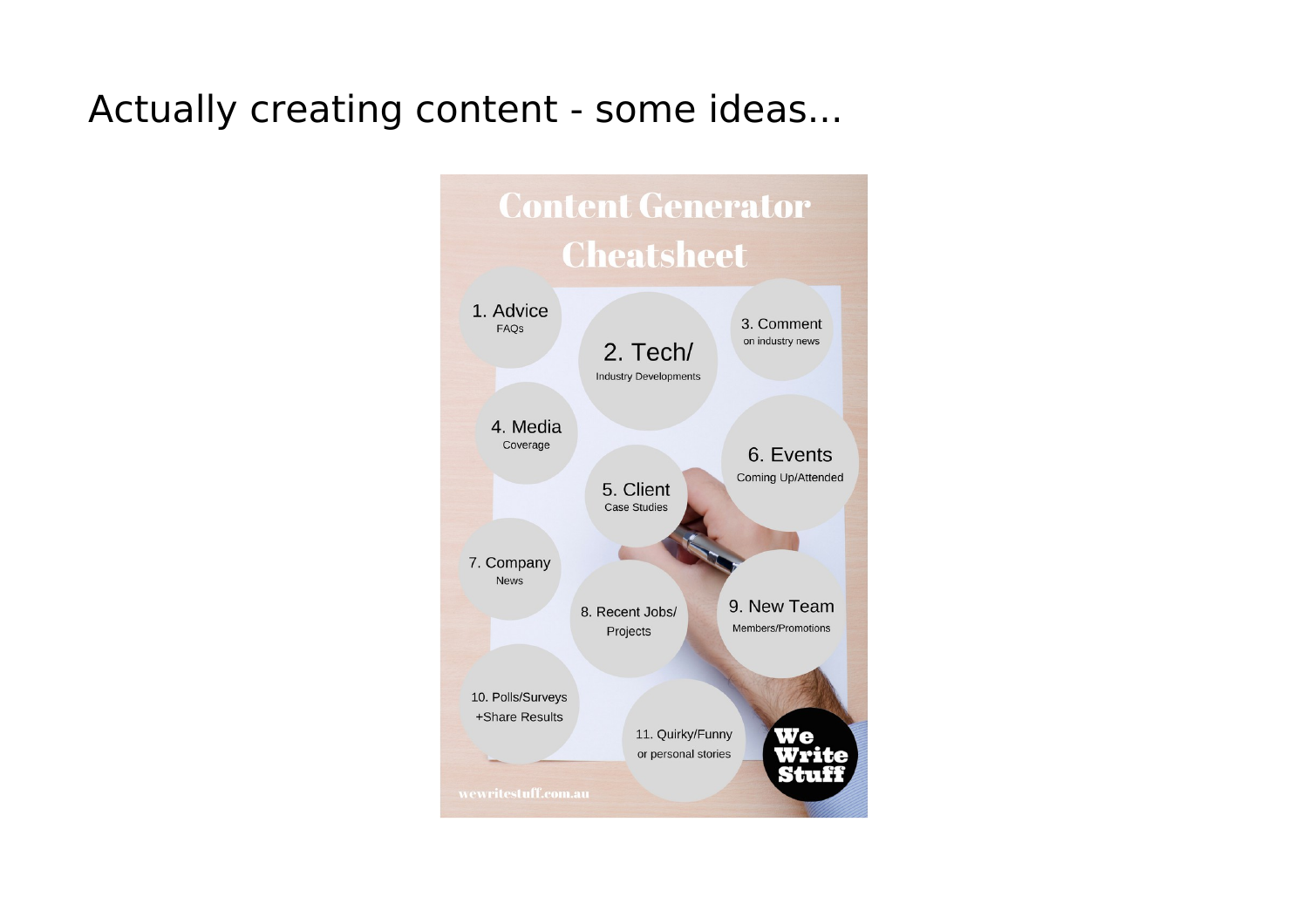# Actually creating content - some ideas...

## Content Generator Cheatsheet

1. Advice
   FAQs
2. Tech/
   Industry Developments
3. Comment
   on industry news
4. Media
   Coverage
5. Client
   Case Studies
6. Events
   Coming Up/Attended
7. Company
   News
8. Recent Jobs/
   Projects
9. New Team
   Members/Promotions
10. Polls/Surveys
    +Share Results
11. Quirky/Funny
    or personal stories

wewritestuff.com.au

We Write Stuff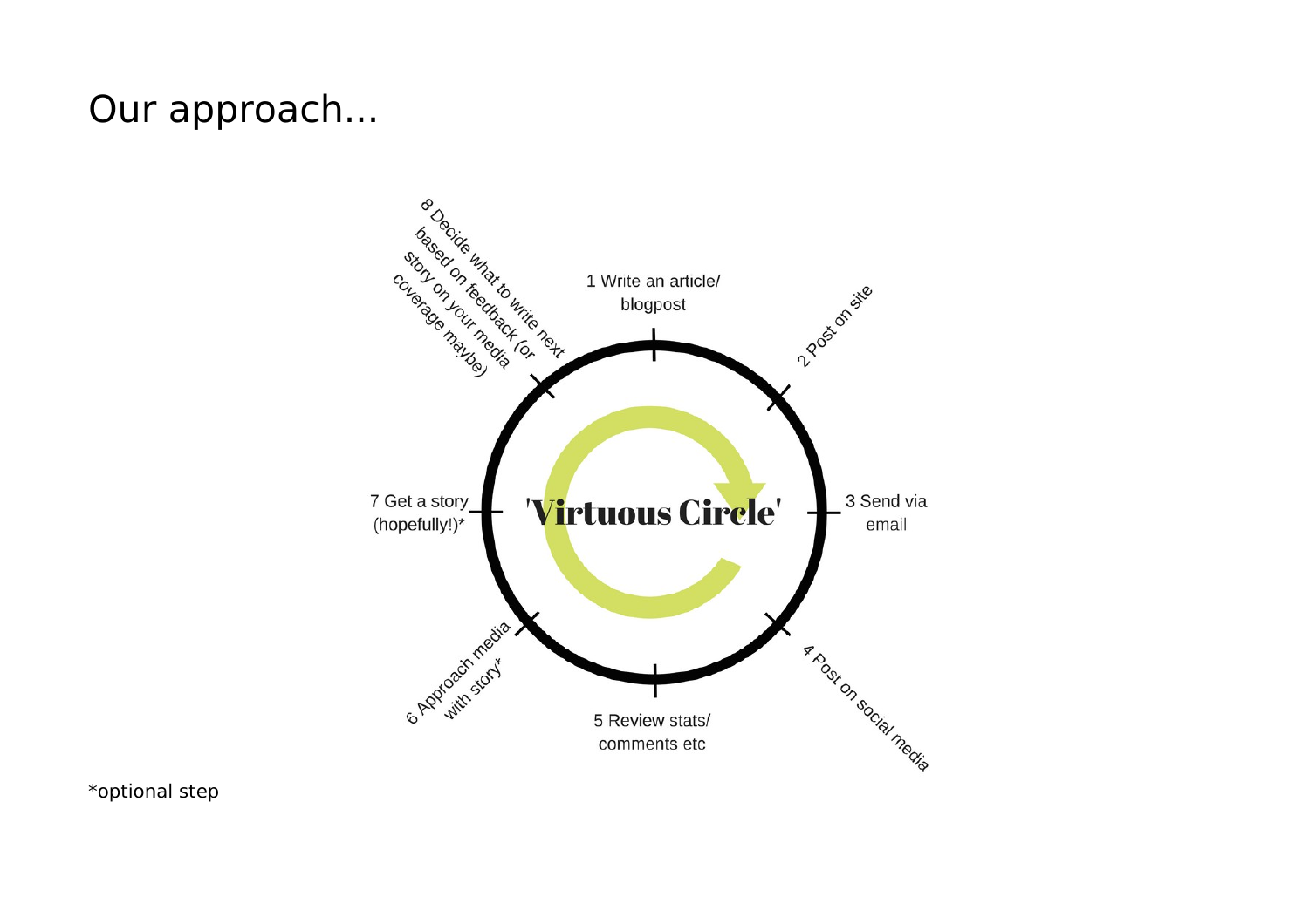# Our approach...

'Virtuous Circle'

1 Write an article/ blogpost

2 Post on site

3 Send via email

4 Post on social media

5 Review stats/ comments etc

6 Approach media with story*

7 Get a story (hopefully!)*

8 Decide what to write next based on feedback (or story on your media coverage maybe)

*optional step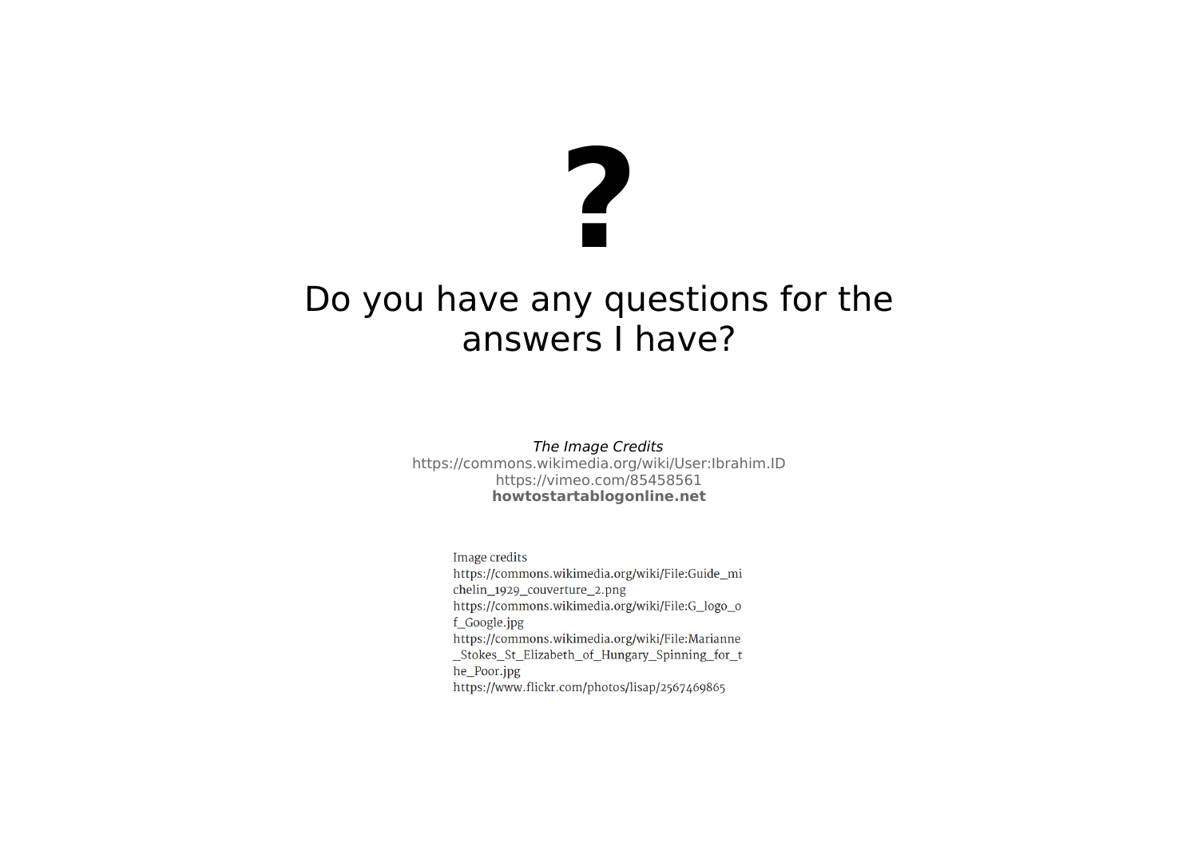# ?

## Do you have any questions for the answers I have?

*The Image Credits*
https://commons.wikimedia.org/wiki/User:Ibrahim.ID
https://vimeo.com/85458561
**howtostartablogonline.net**

Image credits
https://commons.wikimedia.org/wiki/File:Guide_michelin_1929_couverture_2.png
https://commons.wikimedia.org/wiki/File:G_logo_of_Google.jpg
https://commons.wikimedia.org/wiki/File:Marianne_Stokes_St_Elizabeth_of_Hungary_Spinning_for_the_Poor.jpg
https://www.flickr.com/photos/lisap/2567469865